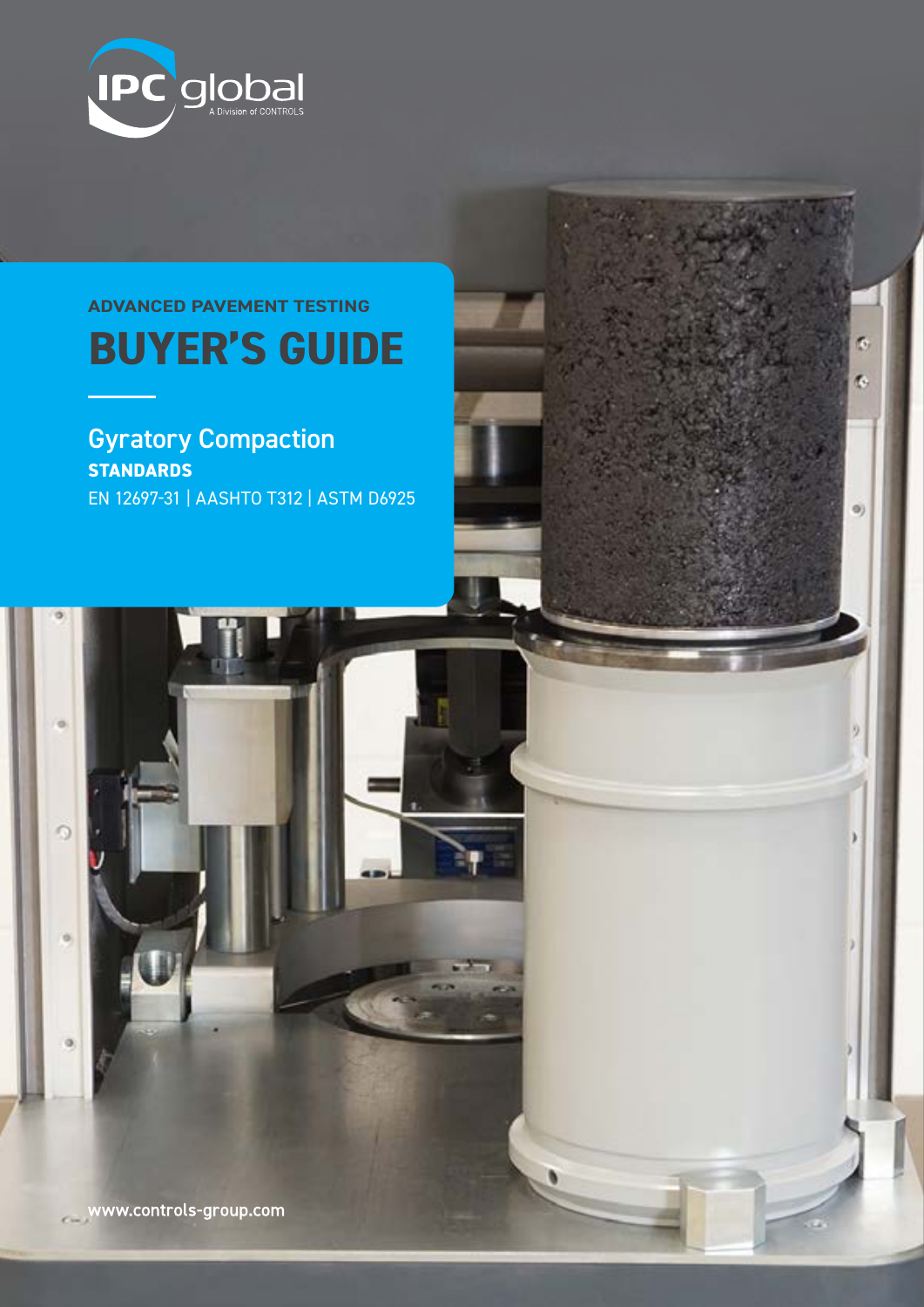IPC global
A Division of CONTROLS

ADVANCED PAVEMENT TESTING

# BUYER'S GUIDE

## Gyratory Compaction

**STANDARDS**

EN 12697-31 | AASHTO T312 | ASTM D6925

www.controls-group.com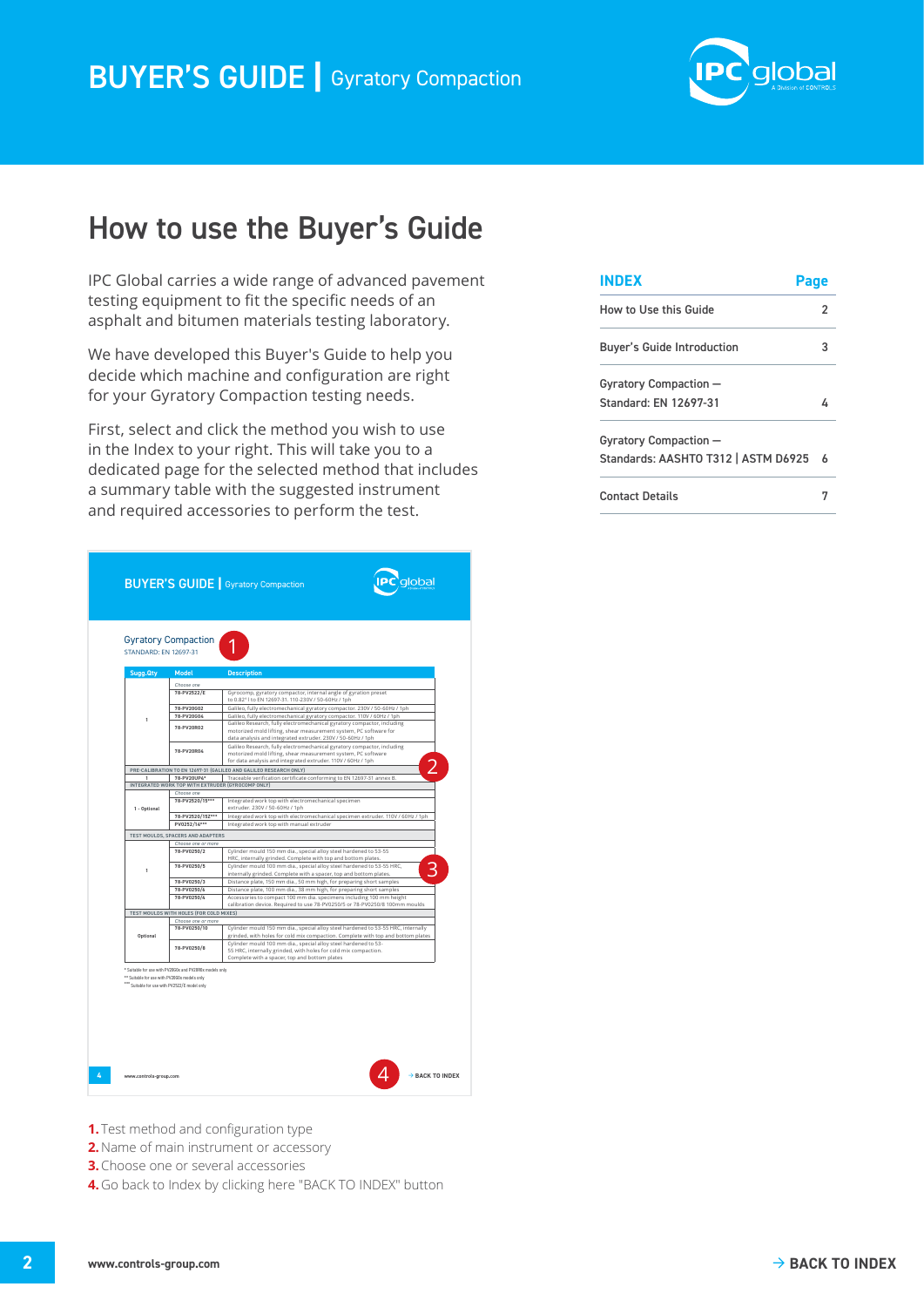# How to use the Buyer's Guide

IPC Global carries a wide range of advanced pavement testing equipment to fit the specific needs of an asphalt and bitumen materials testing laboratory.

We have developed this Buyer's Guide to help you decide which machine and configuration are right for your Gyratory Compaction testing needs.

First, select and click the method you wish to use in the Index to your right. This will take you to a dedicated page for the selected method that includes a summary table with the suggested instrument and required accessories to perform the test.

| INDEX | Page |
|---|---|
| How to Use this Guide | 2 |
| Buyer's Guide Introduction | 3 |
| Gyratory Compaction – Standard: EN 12697-31 | 4 |
| Gyratory Compaction – Standards: AASHTO T312 \| ASTM D6925 | 6 |
| Contact Details | 7 |

**1.** Test method and configuration type
**2.** Name of main instrument or accessory
**3.** Choose one or several accessories
**4.** Go back to Index by clicking here "BACK TO INDEX" button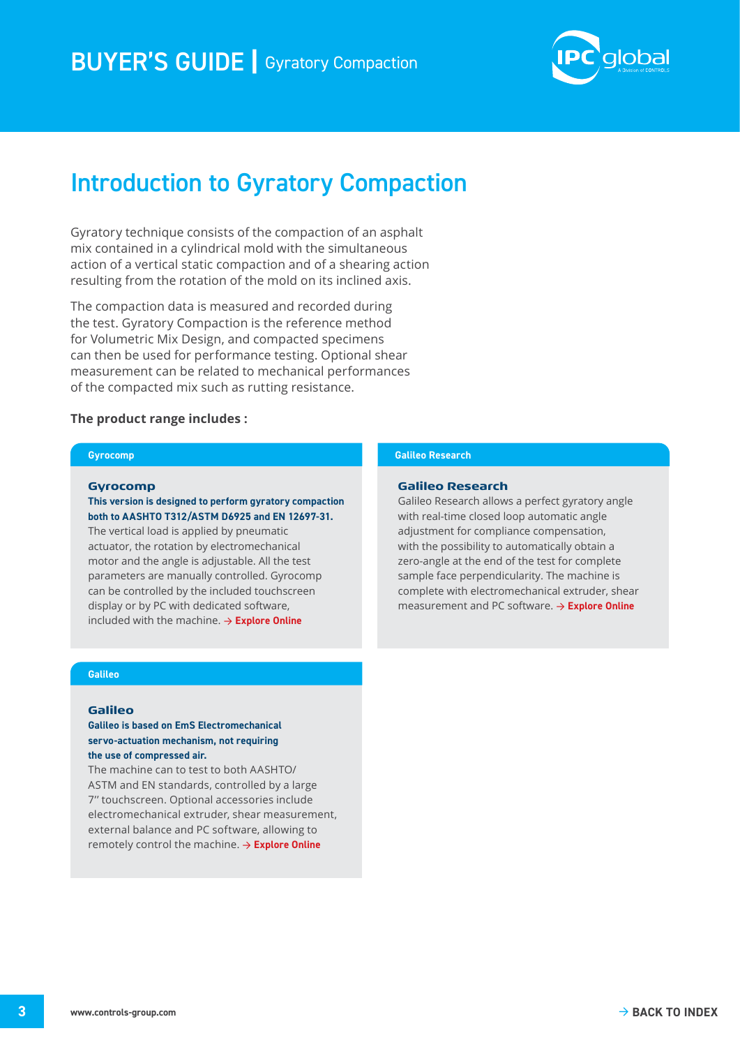# Introduction to Gyratory Compaction

Gyratory technique consists of the compaction of an asphalt mix contained in a cylindrical mold with the simultaneous action of a vertical static compaction and of a shearing action resulting from the rotation of the mold on its inclined axis.

The compaction data is measured and recorded during the test. Gyratory Compaction is the reference method for Volumetric Mix Design, and compacted specimens can then be used for performance testing. Optional shear measurement can be related to mechanical performances of the compacted mix such as rutting resistance.

**The product range includes :**

## Gyrocomp

### Gyrocomp

**This version is designed to perform gyratory compaction both to AASHTO T312/ASTM D6925 and EN 12697-31.**
The vertical load is applied by pneumatic actuator, the rotation by electromechanical motor and the angle is adjustable. All the test parameters are manually controlled. Gyrocomp can be controlled by the included touchscreen display or by PC with dedicated software, included with the machine. → **Explore Online**

## Galileo Research

### Galileo Research

Galileo Research allows a perfect gyratory angle with real-time closed loop automatic angle adjustment for compliance compensation, with the possibility to automatically obtain a zero-angle at the end of the test for complete sample face perpendicularity. The machine is complete with electromechanical extruder, shear measurement and PC software. → **Explore Online**

## Galileo

### Galileo

**Galileo is based on EmS Electromechanical servo-actuation mechanism, not requiring the use of compressed air.**
The machine can to test to both AASHTO/ ASTM and EN standards, controlled by a large 7" touchscreen. Optional accessories include electromechanical extruder, shear measurement, external balance and PC software, allowing to remotely control the machine. → **Explore Online**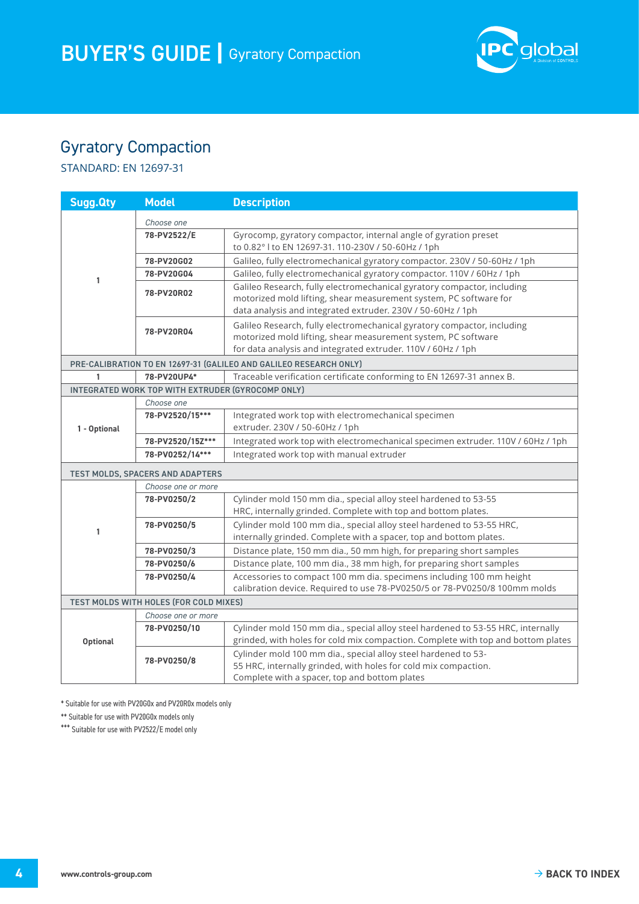# BUYER'S GUIDE | Gyratory Compaction

## Gyratory Compaction

STANDARD: EN 12697-31

| Sugg.Qty | Model | Description |
|---|---|---|
| 1 | *Choose one* | |
| | **78-PV2522/E** | Gyrocomp, gyratory compactor, internal angle of gyration preset to 0.82° l to EN 12697-31. 110-230V / 50-60Hz / 1ph |
| | **78-PV20G02** | Galileo, fully electromechanical gyratory compactor. 230V / 50-60Hz / 1ph |
| | **78-PV20G04** | Galileo, fully electromechanical gyratory compactor. 110V / 60Hz / 1ph |
| | **78-PV20R02** | Galileo Research, fully electromechanical gyratory compactor, including motorized mold lifting, shear measurement system, PC software for data analysis and integrated extruder. 230V / 50-60Hz / 1ph |
| | **78-PV20R04** | Galileo Research, fully electromechanical gyratory compactor, including motorized mold lifting, shear measurement system, PC software for data analysis and integrated extruder. 110V / 60Hz / 1ph |
| **PRE-CALIBRATION TO EN 12697-31 (GALILEO AND GALILEO RESEARCH ONLY)** | | |
| 1 | **78-PV20UP4*** | Traceable verification certificate conforming to EN 12697-31 annex B. |
| **INTEGRATED WORK TOP WITH EXTRUDER (GYROCOMP ONLY)** | | |
| 1 - Optional | *Choose one* | |
| | **78-PV2520/15***** | Integrated work top with electromechanical specimen extruder. 230V / 50-60Hz / 1ph |
| | **78-PV2520/15Z***** | Integrated work top with electromechanical specimen extruder. 110V / 60Hz / 1ph |
| | **78-PV0252/14***** | Integrated work top with manual extruder |
| **TEST MOLDS, SPACERS AND ADAPTERS** | | |
| 1 | *Choose one or more* | |
| | **78-PV0250/2** | Cylinder mold 150 mm dia., special alloy steel hardened to 53-55 HRC, internally grinded. Complete with top and bottom plates. |
| | **78-PV0250/5** | Cylinder mold 100 mm dia., special alloy steel hardened to 53-55 HRC, internally grinded. Complete with a spacer, top and bottom plates. |
| | **78-PV0250/3** | Distance plate, 150 mm dia., 50 mm high, for preparing short samples |
| | **78-PV0250/6** | Distance plate, 100 mm dia., 38 mm high, for preparing short samples |
| | **78-PV0250/4** | Accessories to compact 100 mm dia. specimens including 100 mm height calibration device. Required to use 78-PV0250/5 or 78-PV0250/8 100mm molds |
| **TEST MOLDS WITH HOLES (FOR COLD MIXES)** | | |
| Optional | *Choose one or more* | |
| | **78-PV0250/10** | Cylinder mold 150 mm dia., special alloy steel hardened to 53-55 HRC, internally grinded, with holes for cold mix compaction. Complete with top and bottom plates |
| | **78-PV0250/8** | Cylinder mold 100 mm dia., special alloy steel hardened to 53-55 HRC, internally grinded, with holes for cold mix compaction. Complete with a spacer, top and bottom plates |

* Suitable for use with PV20G0x and PV20R0x models only

** Suitable for use with PV20G0x models only

*** Suitable for use with PV2522/E model only

www.controls-group.com

→ BACK TO INDEX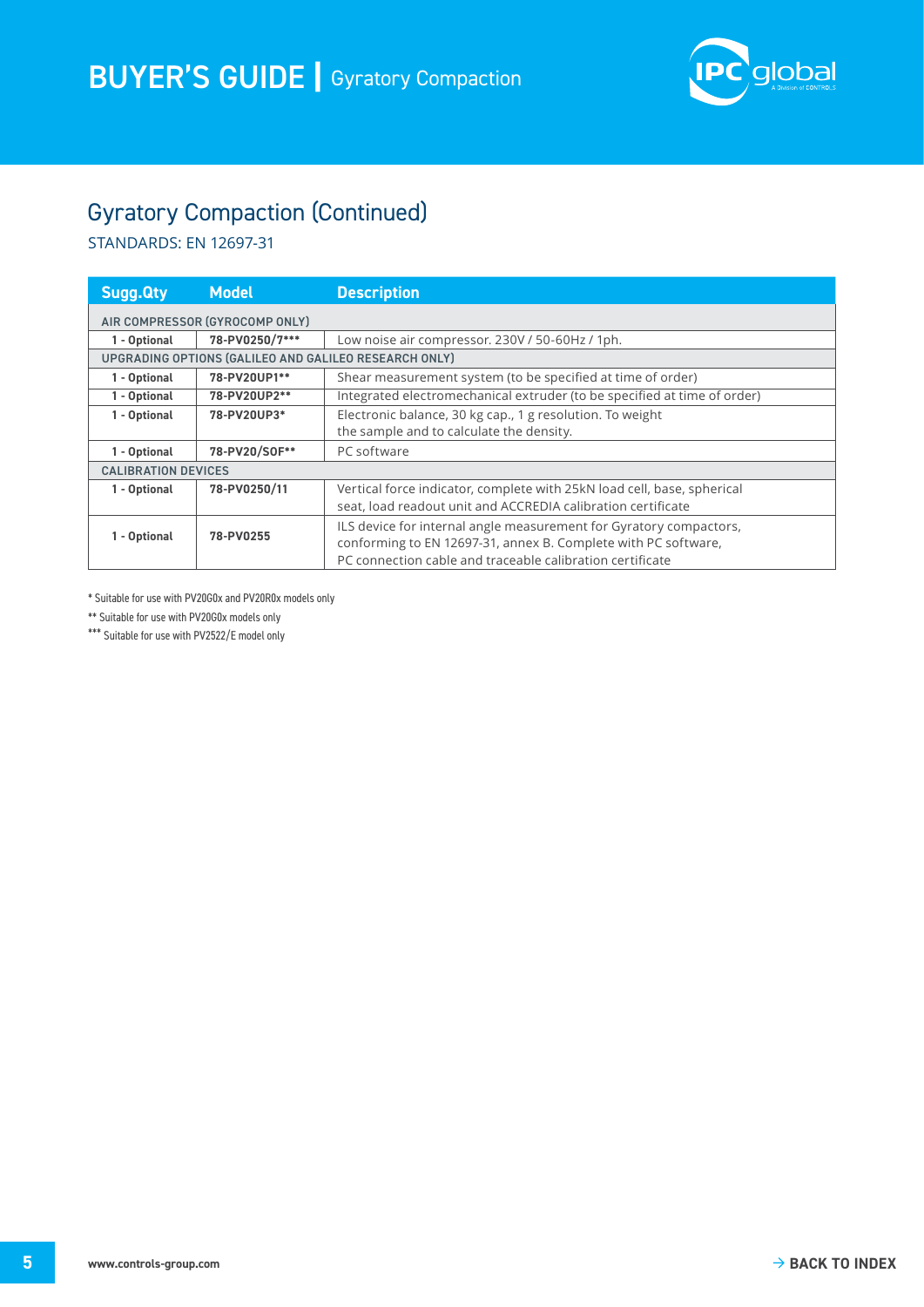## Gyratory Compaction (Continued)

STANDARDS: EN 12697-31

| Sugg.Qty | Model | Description |
|---|---|---|
| AIR COMPRESSOR (GYROCOMP ONLY) | | |
| 1 - Optional | 78-PV0250/7*** | Low noise air compressor. 230V / 50-60Hz / 1ph. |
| UPGRADING OPTIONS (GALILEO AND GALILEO RESEARCH ONLY) | | |
| 1 - Optional | 78-PV20UP1** | Shear measurement system (to be specified at time of order) |
| 1 - Optional | 78-PV20UP2** | Integrated electromechanical extruder (to be specified at time of order) |
| 1 - Optional | 78-PV20UP3* | Electronic balance, 30 kg cap., 1 g resolution. To weight the sample and to calculate the density. |
| 1 - Optional | 78-PV20/SOF** | PC software |
| CALIBRATION DEVICES | | |
| 1 - Optional | 78-PV0250/11 | Vertical force indicator, complete with 25kN load cell, base, spherical seat, load readout unit and ACCREDIA calibration certificate |
| 1 - Optional | 78-PV0255 | ILS device for internal angle measurement for Gyratory compactors, conforming to EN 12697-31, annex B. Complete with PC software, PC connection cable and traceable calibration certificate |

* Suitable for use with PV20G0x and PV20R0x models only

** Suitable for use with PV20G0x models only

*** Suitable for use with PV2522/E model only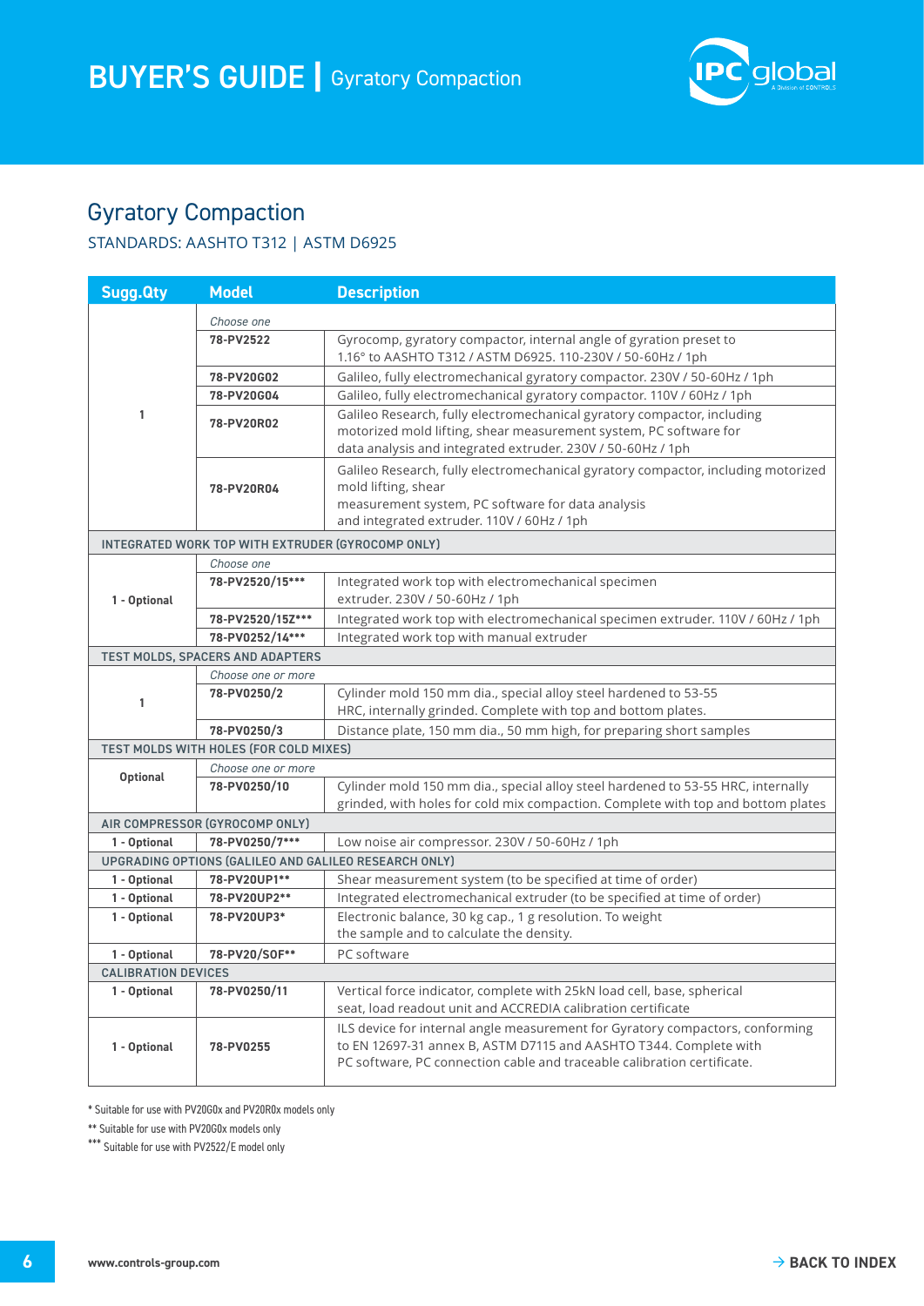# Gyratory Compaction

STANDARDS: AASHTO T312 | ASTM D6925

| Sugg.Qty | Model | Description |
|---|---|---|
| 1 | *Choose one* | |
| | 78-PV2522 | Gyrocomp, gyratory compactor, internal angle of gyration preset to 1.16° to AASHTO T312 / ASTM D6925. 110-230V / 50-60Hz / 1ph |
| | 78-PV20G02 | Galileo, fully electromechanical gyratory compactor. 230V / 50-60Hz / 1ph |
| | 78-PV20G04 | Galileo, fully electromechanical gyratory compactor. 110V / 60Hz / 1ph |
| | 78-PV20R02 | Galileo Research, fully electromechanical gyratory compactor, including motorized mold lifting, shear measurement system, PC software for data analysis and integrated extruder. 230V / 50-60Hz / 1ph |
| | 78-PV20R04 | Galileo Research, fully electromechanical gyratory compactor, including motorized mold lifting, shear measurement system, PC software for data analysis and integrated extruder. 110V / 60Hz / 1ph |
| **INTEGRATED WORK TOP WITH EXTRUDER (GYROCOMP ONLY)** | | |
| 1 - Optional | *Choose one* | |
| | 78-PV2520/15*** | Integrated work top with electromechanical specimen extruder. 230V / 50-60Hz / 1ph |
| | 78-PV2520/15Z*** | Integrated work top with electromechanical specimen extruder. 110V / 60Hz / 1ph |
| | 78-PV0252/14*** | Integrated work top with manual extruder |
| **TEST MOLDS, SPACERS AND ADAPTERS** | | |
| 1 | *Choose one or more* | |
| | 78-PV0250/2 | Cylinder mold 150 mm dia., special alloy steel hardened to 53-55 HRC, internally grinded. Complete with top and bottom plates. |
| | 78-PV0250/3 | Distance plate, 150 mm dia., 50 mm high, for preparing short samples |
| **TEST MOLDS WITH HOLES (FOR COLD MIXES)** | | |
| Optional | *Choose one or more* | |
| | 78-PV0250/10 | Cylinder mold 150 mm dia., special alloy steel hardened to 53-55 HRC, internally grinded, with holes for cold mix compaction. Complete with top and bottom plates |
| **AIR COMPRESSOR (GYROCOMP ONLY)** | | |
| 1 - Optional | 78-PV0250/7*** | Low noise air compressor. 230V / 50-60Hz / 1ph |
| **UPGRADING OPTIONS (GALILEO AND GALILEO RESEARCH ONLY)** | | |
| 1 - Optional | 78-PV20UP1** | Shear measurement system (to be specified at time of order) |
| 1 - Optional | 78-PV20UP2** | Integrated electromechanical extruder (to be specified at time of order) |
| 1 - Optional | 78-PV20UP3* | Electronic balance, 30 kg cap., 1 g resolution. To weight the sample and to calculate the density. |
| 1 - Optional | 78-PV20/SOF** | PC software |
| **CALIBRATION DEVICES** | | |
| 1 - Optional | 78-PV0250/11 | Vertical force indicator, complete with 25kN load cell, base, spherical seat, load readout unit and ACCREDIA calibration certificate |
| 1 - Optional | 78-PV0255 | ILS device for internal angle measurement for Gyratory compactors, conforming to EN 12697-31 annex B, ASTM D7115 and AASHTO T344. Complete with PC software, PC connection cable and traceable calibration certificate. |

* Suitable for use with PV20G0x and PV20R0x models only

** Suitable for use with PV20G0x models only

*** Suitable for use with PV2522/E model only

www.controls-group.com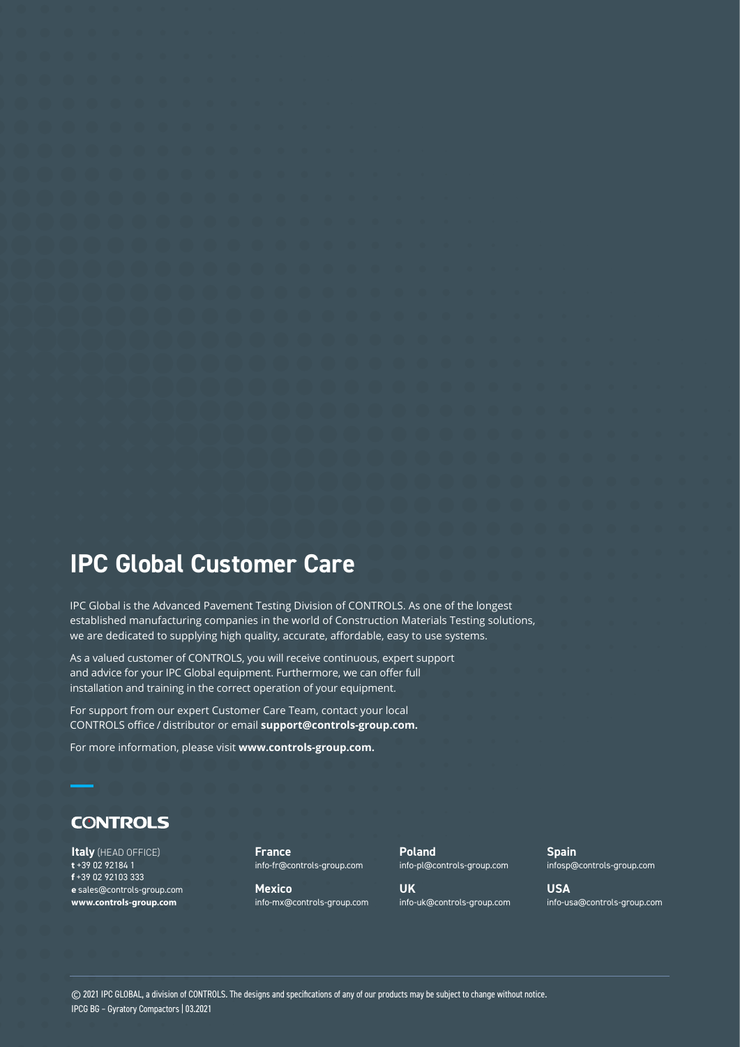# IPC Global Customer Care

IPC Global is the Advanced Pavement Testing Division of CONTROLS. As one of the longest established manufacturing companies in the world of Construction Materials Testing solutions, we are dedicated to supplying high quality, accurate, affordable, easy to use systems.

As a valued customer of CONTROLS, you will receive continuous, expert support and advice for your IPC Global equipment. Furthermore, we can offer full installation and training in the correct operation of your equipment.

For support from our expert Customer Care Team, contact your local CONTROLS office / distributor or email **support@controls-group.com.**

For more information, please visit **www.controls-group.com.**

**CONTROLS**

**Italy** (HEAD OFFICE)
**t** +39 02 92184 1
**f** +39 02 92103 333
**e** sales@controls-group.com
**www.controls-group.com**

**France**
info-fr@controls-group.com

**Mexico**
info-mx@controls-group.com

**Poland**
info-pl@controls-group.com

**UK**
info-uk@controls-group.com

**Spain**
infosp@controls-group.com

**USA**
info-usa@controls-group.com

© 2021 IPC GLOBAL, a division of CONTROLS. The designs and specifications of any of our products may be subject to change without notice.
IPCG BG – Gyratory Compactors | 03.2021